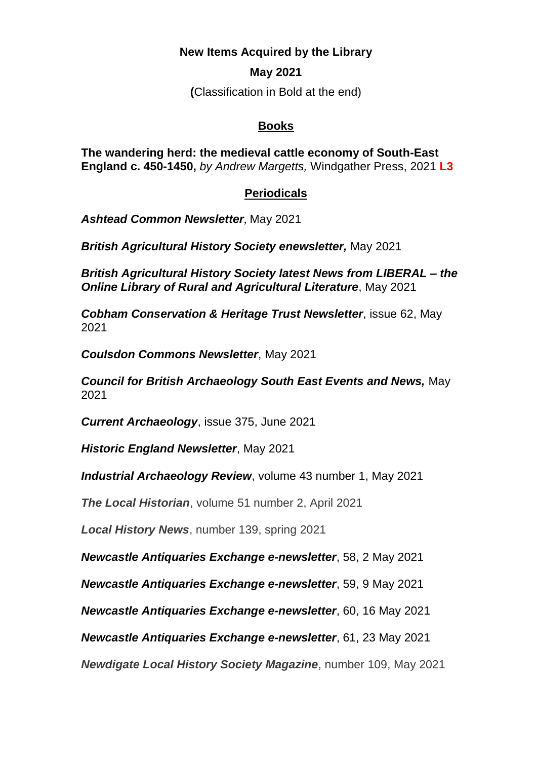**New Items Acquired by the Library**

**May 2021**

**(**Classification in Bold at the end)

## Books

**The wandering herd: the medieval cattle economy of South-East England c. 450-1450,** *by Andrew Margetts,* Windgather Press, 2021 **L3**

## Periodicals

***Ashtead Common Newsletter***, May 2021

***British Agricultural History Society enewsletter,*** May 2021

***British Agricultural History Society latest News from LIBERAL – the Online Library of Rural and Agricultural Literature***, May 2021

***Cobham Conservation & Heritage Trust Newsletter***, issue 62, May 2021

***Coulsdon Commons Newsletter***, May 2021

***Council for British Archaeology South East Events and News,*** May 2021

***Current Archaeology***, issue 375, June 2021

***Historic England Newsletter***, May 2021

***Industrial Archaeology Review***, volume 43 number 1, May 2021

***The Local Historian***, volume 51 number 2, April 2021

***Local History News***, number 139, spring 2021

***Newcastle Antiquaries Exchange e-newsletter***, 58, 2 May 2021

***Newcastle Antiquaries Exchange e-newsletter***, 59, 9 May 2021

***Newcastle Antiquaries Exchange e-newsletter***, 60, 16 May 2021

***Newcastle Antiquaries Exchange e-newsletter***, 61, 23 May 2021

***Newdigate Local History Society Magazine***, number 109, May 2021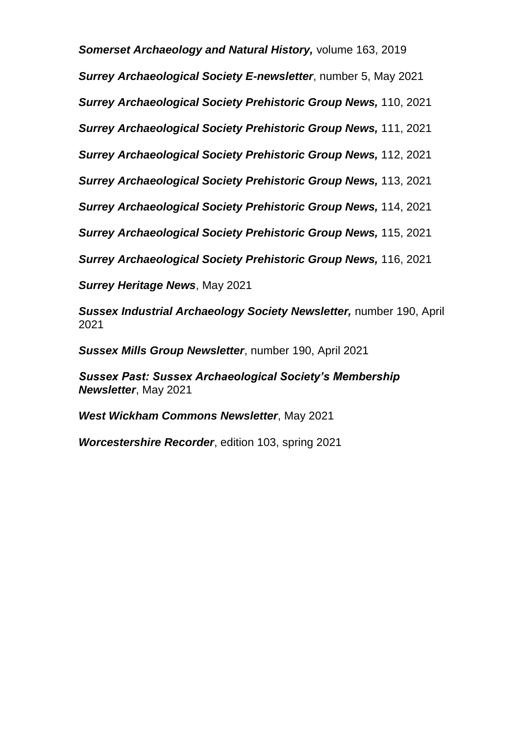***Somerset Archaeology and Natural History,*** volume 163, 2019

***Surrey Archaeological Society E-newsletter***, number 5, May 2021

***Surrey Archaeological Society Prehistoric Group News,*** 110, 2021

***Surrey Archaeological Society Prehistoric Group News,*** 111, 2021

***Surrey Archaeological Society Prehistoric Group News,*** 112, 2021

***Surrey Archaeological Society Prehistoric Group News,*** 113, 2021

***Surrey Archaeological Society Prehistoric Group News,*** 114, 2021

***Surrey Archaeological Society Prehistoric Group News,*** 115, 2021

***Surrey Archaeological Society Prehistoric Group News,*** 116, 2021

***Surrey Heritage News***, May 2021

***Sussex Industrial Archaeology Society Newsletter,*** number 190, April 2021

***Sussex Mills Group Newsletter***, number 190, April 2021

***Sussex Past: Sussex Archaeological Society's Membership Newsletter***, May 2021

***West Wickham Commons Newsletter***, May 2021

***Worcestershire Recorder***, edition 103, spring 2021